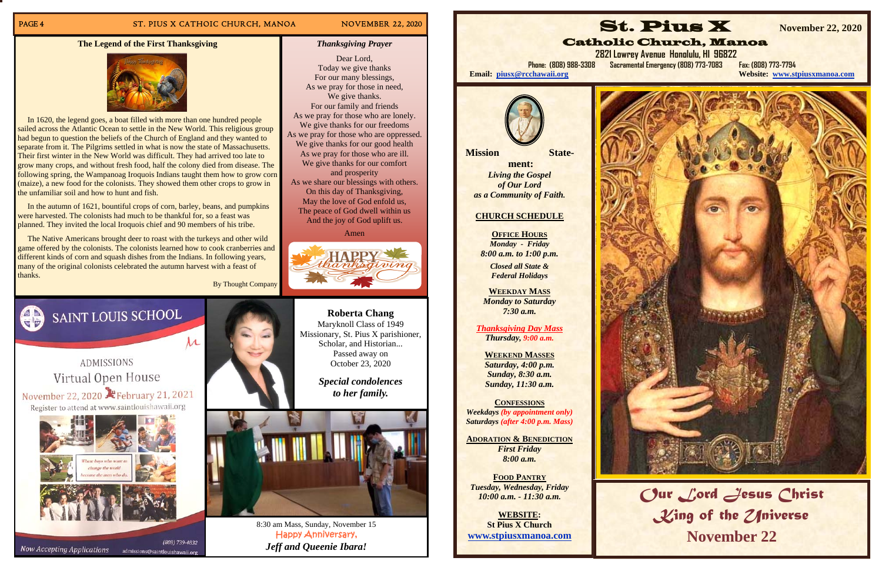## The Legend of the First Thanksgiving

In 1620, the legend goes, a boat filled with more than one hundred people sailed across the Atlantic Ocean to settle in the New World. This religious group had begun to question the beliefs of the Church of England and they wanted to separate from it. The Pilgrims settled in what is now the state of Massachusetts. Their first winter in the New World was difficult. They had arrived too late to grow many crops, and without fresh food, half the colony died from disease. The following spring, the Wampanoag Iroquois Indians taught them how to grow corn (maize), a new food for the colonists. They showed them other crops to grow in the unfamiliar soil and how to hunt and fish.

In the autumn of 1621, bountiful crops of corn, barley, beans, and pumpkins were harvested. The colonists had much to be thankful for, so a feast was planned. They invited the local Iroquois chief and 90 members of his tribe.

The Native Americans brought deer to roast with the turkeys and other wild game offered by the colonists. The colonists learned how to cook cranberries and different kinds of corn and squash dishes from the Indians. In following years, many of the original colonists celebrated the autumn harvest with a feast of thanks.

By Thought Company

## *Thanksgiving Prayer*

Dear Lord,
Today we give thanks
For our many blessings,
As we pray for those in need,
We give thanks.
For our family and friends
As we pray for those who are lonely.
We give thanks for our freedoms
As we pray for those who are oppressed.
We give thanks for our good health
As we pray for those who are ill.
We give thanks for our comfort
and prosperity
As we share our blessings with others.
On this day of Thanksgiving,
May the love of God enfold us,
The peace of God dwell within us
And the joy of God uplift us.

Amen

HAPPY thanksgiving

## SAINT LOUIS SCHOOL

ADMISSIONS
Virtual Open House
November 22, 2020 – February 21, 2021
Register to attend at www.saintlouishawaii.org

Now Accepting Applications (808) 739-4832 admissions@saintlouishawaii.org

## Roberta Chang

Maryknoll Class of 1949
Missionary, St. Pius X parishioner,
Scholar, and Historian...
Passed away on
October 23, 2020

***Special condolences to her family.***

8:30 am Mass, Sunday, November 15
Happy Anniversary,
***Jeff and Queenie Ibara!***

# St. Pius X
## Catholic Church, Manoa

**November 22, 2020**

2821 Lowrey Avenue Honolulu, HI 96822
Phone: (808) 988-3308 Sacramental Emergency (808) 773-7083 Fax: (808) 773-7794
**Email:** piusx@rcchawaii.org **Website:** www.stpiusxmanoa.com

**Mission Statement:**
*Living the Gospel of Our Lord as a Community of Faith.*

**CHURCH SCHEDULE**

**OFFICE HOURS**
*Monday - Friday*
*8:00 a.m. to 1:00 p.m.*
*Closed all State & Federal Holidays*

**WEEKDAY MASS**
*Monday to Saturday*
*7:30 a.m.*

*Thanksgiving Day Mass*
*Thursday, 9:00 a.m.*

**WEEKEND MASSES**
*Saturday, 4:00 p.m.*
*Sunday, 8:30 a.m.*
*Sunday, 11:30 a.m.*

**CONFESSIONS**
*Weekdays (by appointment only)*
*Saturdays (after 4:00 p.m. Mass)*

**ADORATION & BENEDICTION**
*First Friday*
*8:00 a.m.*

**FOOD PANTRY**
*Tuesday, Wednesday, Friday*
*10:00 a.m. - 11:30 a.m.*

**WEBSITE:**
**St Pius X Church**
**www.stpiusxmanoa.com**

*Our Lord Jesus Christ King of the Universe*
**November 22**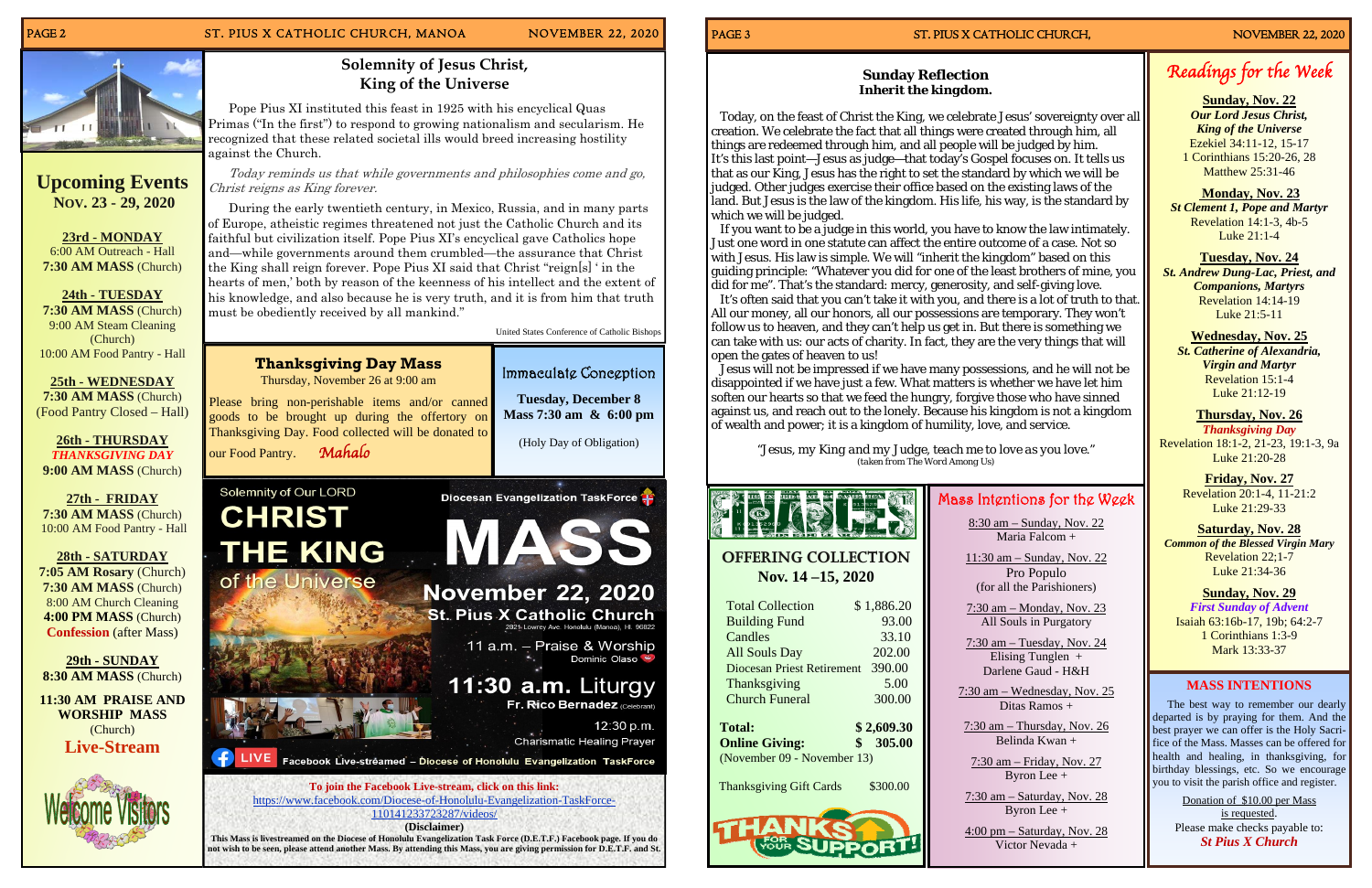## Upcoming Events
**Nov. 23 - 29, 2020**

**23rd - MONDAY**
6:00 AM Outreach - Hall
**7:30 AM MASS** (Church)

**24th - TUESDAY**
**7:30 AM MASS** (Church)
9:00 AM Steam Cleaning (Church)
10:00 AM Food Pantry - Hall

**25th - WEDNESDAY**
**7:30 AM MASS** (Church)
(Food Pantry Closed – Hall)

**26th - THURSDAY**
*THANKSGIVING DAY*
**9:00 AM MASS** (Church)

**27th - FRIDAY**
**7:30 AM MASS** (Church)
10:00 AM Food Pantry - Hall

**28th - SATURDAY**
**7:05 AM Rosary** (Church)
**7:30 AM MASS** (Church)
8:00 AM Church Cleaning
**4:00 PM MASS** (Church)
**Confession** (after Mass)

**29th - SUNDAY**
**8:30 AM MASS** (Church)

**11:30 AM PRAISE AND WORSHIP MASS**
(Church)
**Live-Stream**

Welcome Visitors

## Solemnity of Jesus Christ, King of the Universe

Pope Pius XI instituted this feast in 1925 with his encyclical Quas Primas ("In the first") to respond to growing nationalism and secularism. He recognized that these related societal ills would breed increasing hostility against the Church.

*Today reminds us that while governments and philosophies come and go, Christ reigns as King forever.*

During the early twentieth century, in Mexico, Russia, and in many parts of Europe, atheistic regimes threatened not just the Catholic Church and its faithful but civilization itself. Pope Pius XI's encyclical gave Catholics hope and—while governments around them crumbled—the assurance that Christ the King shall reign forever. Pope Pius XI said that Christ "reign[s] ' in the hearts of men,' both by reason of the keenness of his intellect and the extent of his knowledge, and also because he is very truth, and it is from him that truth must be obediently received by all mankind."

United States Conference of Catholic Bishops

### Thanksgiving Day Mass
Thursday, November 26 at 9:00 am

Please bring non-perishable items and/or canned goods to be brought up during the offertory on Thanksgiving Day. Food collected will be donated to our Food Pantry. *Mahalo*

### Immaculate Conception
**Tuesday, December 8**
**Mass 7:30 am & 6:00 pm**
(Holy Day of Obligation)

Solemnity of Our LORD
**CHRIST THE KING** of the Universe

Diocesan Evangelization TaskForce

**MASS**
**November 22, 2020**
**St. Pius X Catholic Church**
2821 Lowrey Ave. Honolulu (Manoa), HI 96822

11 a.m. – Praise & Worship
Dominic Olaso

**11:30 a.m. Liturgy**
**Fr. Rico Bernadez** (Celebrant)

12:30 p.m.
Charismatic Healing Prayer

LIVE Facebook Live-streamed – Diocese of Honolulu Evangelization TaskForce

**To join the Facebook Live-stream, click on this link:**
https://www.facebook.com/Diocese-of-Honolulu-Evangelization-TaskForce-110141233723287/videos/

**(Disclaimer)**
**This Mass is livestreamed on the Diocese of Honolulu Evangelization Task Force (D.E.T.F.) Facebook page. If you do not wish to be seen, please attend another Mass. By attending this Mass, you are giving permission for D.E.T.F. and St.**

## Sunday Reflection
**Inherit the kingdom.**

Today, on the feast of Christ the King, we celebrate Jesus' sovereignty over all creation. We celebrate the fact that all things were created through him, all things are redeemed through him, and all people will be judged by him. It's this last point—Jesus as judge—that today's Gospel focuses on. It tells us that as our King, Jesus has the right to set the standard by which we will be judged. Other judges exercise their office based on the existing laws of the land. But Jesus is the law of the kingdom. His life, his way, is the standard by which we will be judged.

If you want to be a judge in this world, you have to know the law intimately. Just one word in one statute can affect the entire outcome of a case. Not so with Jesus. His law is simple. We will "inherit the kingdom" based on this guiding principle: "Whatever you did for one of the least brothers of mine, you did for me". That's the standard: mercy, generosity, and self-giving love.

It's often said that you can't take it with you, and there is a lot of truth to that. All our money, all our honors, all our possessions are temporary. They won't follow us to heaven, and they can't help us get in. But there is something we can take with us: our acts of charity. In fact, they are the very things that will open the gates of heaven to us!

Jesus will not be impressed if we have many possessions, and he will not be disappointed if we have just a few. What matters is whether we have let him soften our hearts so that we feed the hungry, forgive those who have sinned against us, and reach out to the lonely. Because his kingdom is not a kingdom of wealth and power; it is a kingdom of humility, love, and service.

"Jesus, my King and my Judge, teach me to love as you love."
(taken from The Word Among Us)

## FINANCES

### OFFERING COLLECTION
**Nov. 14 –15, 2020**

| | |
|---|---|
| Total Collection | $ 1,886.20 |
| Building Fund | 93.00 |
| Candles | 33.10 |
| All Souls Day | 202.00 |
| Diocesan Priest Retirement | 390.00 |
| Thanksgiving | 5.00 |
| Church Funeral | 300.00 |
| **Total:** | **$ 2,609.30** |
| **Online Giving:** | **$ 305.00** |

(November 09 - November 13)

Thanksgiving Gift Cards $300.00

THANKS FOR YOUR SUPPORT!

## Mass Intentions for the Week

8:30 am – Sunday, Nov. 22
Maria Falcom +

11:30 am – Sunday, Nov. 22
Pro Populo
(for all the Parishioners)

7:30 am – Monday, Nov. 23
All Souls in Purgatory

7:30 am – Tuesday, Nov. 24
Elising Tunglen +
Darlene Gaud - H&H

7:30 am – Wednesday, Nov. 25
Ditas Ramos +

7:30 am – Thursday, Nov. 26
Belinda Kwan +

7:30 am – Friday, Nov. 27
Byron Lee +

7:30 am – Saturday, Nov. 28
Byron Lee +

4:00 pm – Saturday, Nov. 28
Victor Nevada +

## Readings for the Week

**Sunday, Nov. 22**
***Our Lord Jesus Christ, King of the Universe***
Ezekiel 34:11-12, 15-17
1 Corinthians 15:20-26, 28
Matthew 25:31-46

**Monday, Nov. 23**
***St Clement 1, Pope and Martyr***
Revelation 14:1-3, 4b-5
Luke 21:1-4

**Tuesday, Nov. 24**
***St. Andrew Dung-Lac, Priest, and Companions, Martyrs***
Revelation 14:14-19
Luke 21:5-11

**Wednesday, Nov. 25**
***St. Catherine of Alexandria, Virgin and Martyr***
Revelation 15:1-4
Luke 21:12-19

**Thursday, Nov. 26**
***Thanksgiving Day***
Revelation 18:1-2, 21-23, 19:1-3, 9a
Luke 21:20-28

**Friday, Nov. 27**
Revelation 20:1-4, 11-21:2
Luke 21:29-33

**Saturday, Nov. 28**
***Common of the Blessed Virgin Mary***
Revelation 22;1-7
Luke 21:34-36

**Sunday, Nov. 29**
***First Sunday of Advent***
Isaiah 63:16b-17, 19b; 64:2-7
1 Corinthians 1:3-9
Mark 13:33-37

## MASS INTENTIONS

The best way to remember our dearly departed is by praying for them. And the best prayer we can offer is the Holy Sacrifice of the Mass. Masses can be offered for health and healing, in thanksgiving, for birthday blessings, etc. So we encourage you to visit the parish office and register.

Donation of $10.00 per Mass is requested.
Please make checks payable to:
***St Pius X Church***